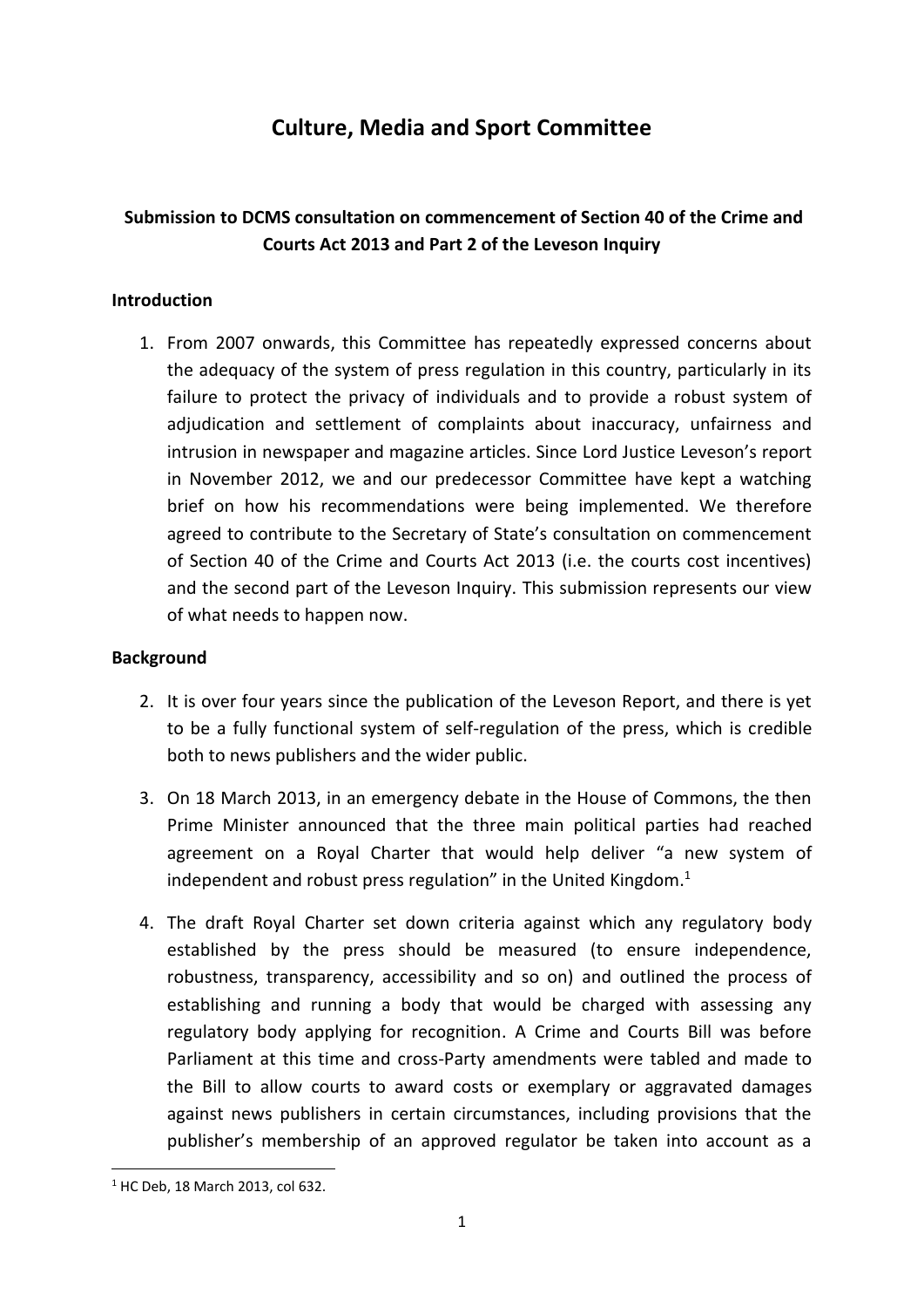# Culture, Media and Sport Committee

## Submission to DCMS consultation on commencement of Section 40 of the Crime and Courts Act 2013 and Part 2 of the Leveson Inquiry

### Introduction

1. From 2007 onwards, this Committee has repeatedly expressed concerns about the adequacy of the system of press regulation in this country, particularly in its failure to protect the privacy of individuals and to provide a robust system of adjudication and settlement of complaints about inaccuracy, unfairness and intrusion in newspaper and magazine articles. Since Lord Justice Leveson's report in November 2012, we and our predecessor Committee have kept a watching brief on how his recommendations were being implemented. We therefore agreed to contribute to the Secretary of State's consultation on commencement of Section 40 of the Crime and Courts Act 2013 (i.e. the courts cost incentives) and the second part of the Leveson Inquiry. This submission represents our view of what needs to happen now.

### Background

2. It is over four years since the publication of the Leveson Report, and there is yet to be a fully functional system of self-regulation of the press, which is credible both to news publishers and the wider public.

3. On 18 March 2013, in an emergency debate in the House of Commons, the then Prime Minister announced that the three main political parties had reached agreement on a Royal Charter that would help deliver "a new system of independent and robust press regulation" in the United Kingdom.[1]

4. The draft Royal Charter set down criteria against which any regulatory body established by the press should be measured (to ensure independence, robustness, transparency, accessibility and so on) and outlined the process of establishing and running a body that would be charged with assessing any regulatory body applying for recognition. A Crime and Courts Bill was before Parliament at this time and cross-Party amendments were tabled and made to the Bill to allow courts to award costs or exemplary or aggravated damages against news publishers in certain circumstances, including provisions that the publisher's membership of an approved regulator be taken into account as a

[1] HC Deb, 18 March 2013, col 632.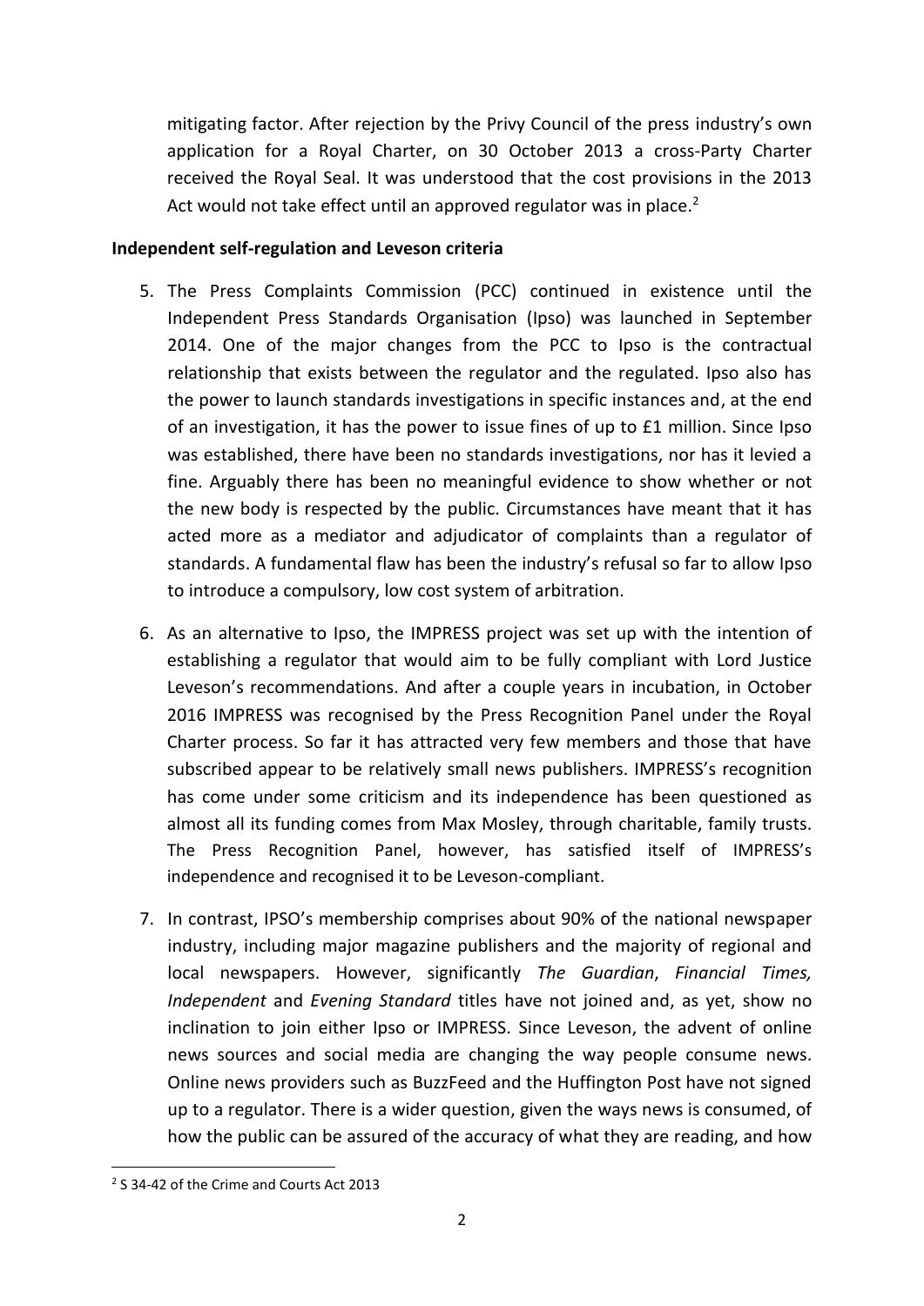mitigating factor. After rejection by the Privy Council of the press industry's own application for a Royal Charter, on 30 October 2013 a cross-Party Charter received the Royal Seal. It was understood that the cost provisions in the 2013 Act would not take effect until an approved regulator was in place.[2]

**Independent self-regulation and Leveson criteria**

5. The Press Complaints Commission (PCC) continued in existence until the Independent Press Standards Organisation (Ipso) was launched in September 2014. One of the major changes from the PCC to Ipso is the contractual relationship that exists between the regulator and the regulated. Ipso also has the power to launch standards investigations in specific instances and, at the end of an investigation, it has the power to issue fines of up to £1 million. Since Ipso was established, there have been no standards investigations, nor has it levied a fine. Arguably there has been no meaningful evidence to show whether or not the new body is respected by the public. Circumstances have meant that it has acted more as a mediator and adjudicator of complaints than a regulator of standards. A fundamental flaw has been the industry's refusal so far to allow Ipso to introduce a compulsory, low cost system of arbitration.

6. As an alternative to Ipso, the IMPRESS project was set up with the intention of establishing a regulator that would aim to be fully compliant with Lord Justice Leveson's recommendations. And after a couple years in incubation, in October 2016 IMPRESS was recognised by the Press Recognition Panel under the Royal Charter process. So far it has attracted very few members and those that have subscribed appear to be relatively small news publishers. IMPRESS's recognition has come under some criticism and its independence has been questioned as almost all its funding comes from Max Mosley, through charitable, family trusts. The Press Recognition Panel, however, has satisfied itself of IMPRESS's independence and recognised it to be Leveson-compliant.

7. In contrast, IPSO's membership comprises about 90% of the national newspaper industry, including major magazine publishers and the majority of regional and local newspapers. However, significantly *The Guardian*, *Financial Times, Independent* and *Evening Standard* titles have not joined and, as yet, show no inclination to join either Ipso or IMPRESS. Since Leveson, the advent of online news sources and social media are changing the way people consume news. Online news providers such as BuzzFeed and the Huffington Post have not signed up to a regulator. There is a wider question, given the ways news is consumed, of how the public can be assured of the accuracy of what they are reading, and how

[2] S 34-42 of the Crime and Courts Act 2013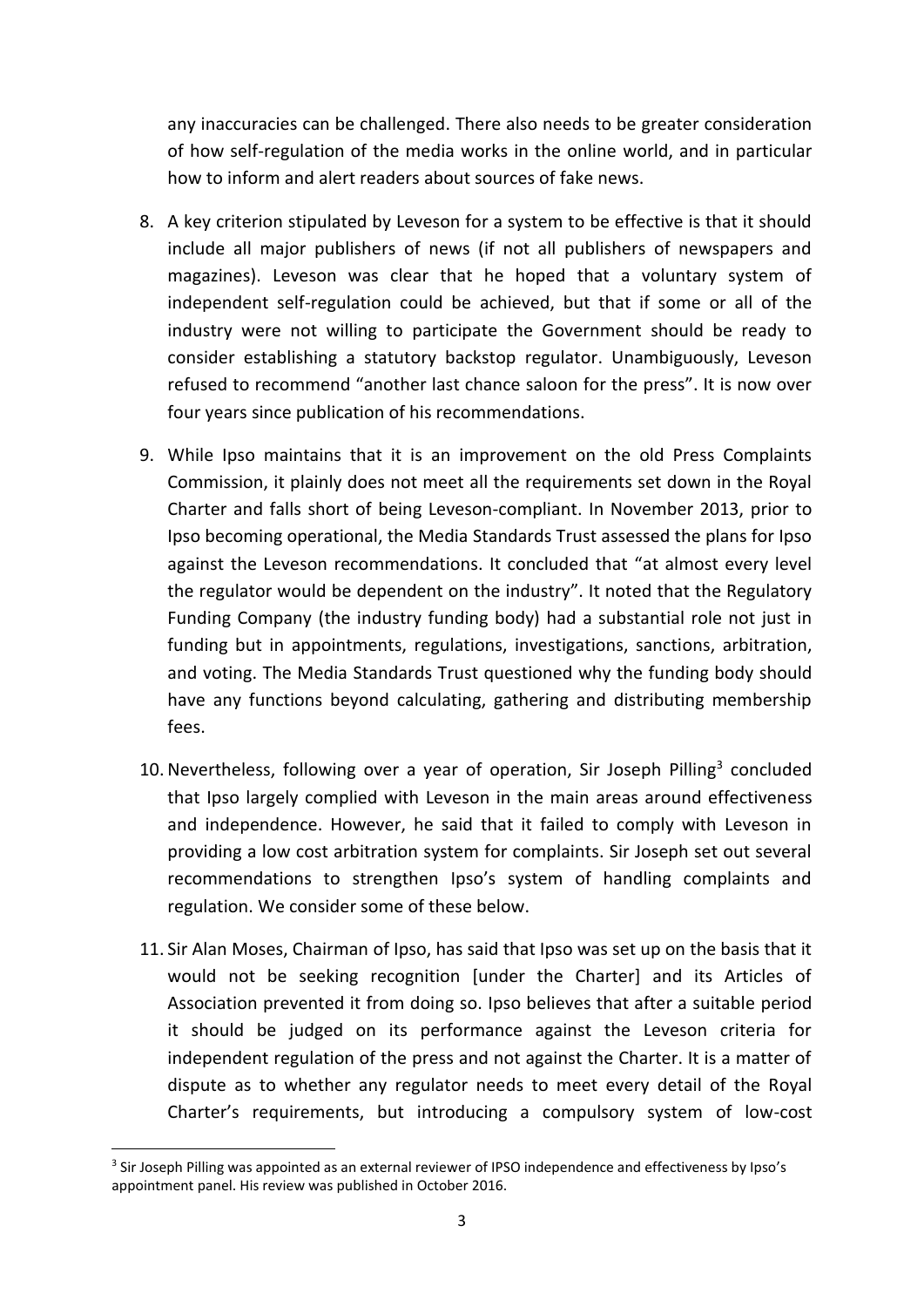any inaccuracies can be challenged. There also needs to be greater consideration of how self-regulation of the media works in the online world, and in particular how to inform and alert readers about sources of fake news.

8. A key criterion stipulated by Leveson for a system to be effective is that it should include all major publishers of news (if not all publishers of newspapers and magazines). Leveson was clear that he hoped that a voluntary system of independent self-regulation could be achieved, but that if some or all of the industry were not willing to participate the Government should be ready to consider establishing a statutory backstop regulator. Unambiguously, Leveson refused to recommend "another last chance saloon for the press". It is now over four years since publication of his recommendations.

9. While Ipso maintains that it is an improvement on the old Press Complaints Commission, it plainly does not meet all the requirements set down in the Royal Charter and falls short of being Leveson-compliant. In November 2013, prior to Ipso becoming operational, the Media Standards Trust assessed the plans for Ipso against the Leveson recommendations. It concluded that "at almost every level the regulator would be dependent on the industry". It noted that the Regulatory Funding Company (the industry funding body) had a substantial role not just in funding but in appointments, regulations, investigations, sanctions, arbitration, and voting. The Media Standards Trust questioned why the funding body should have any functions beyond calculating, gathering and distributing membership fees.

10. Nevertheless, following over a year of operation, Sir Joseph Pilling[3] concluded that Ipso largely complied with Leveson in the main areas around effectiveness and independence. However, he said that it failed to comply with Leveson in providing a low cost arbitration system for complaints. Sir Joseph set out several recommendations to strengthen Ipso's system of handling complaints and regulation. We consider some of these below.

11. Sir Alan Moses, Chairman of Ipso, has said that Ipso was set up on the basis that it would not be seeking recognition [under the Charter] and its Articles of Association prevented it from doing so. Ipso believes that after a suitable period it should be judged on its performance against the Leveson criteria for independent regulation of the press and not against the Charter. It is a matter of dispute as to whether any regulator needs to meet every detail of the Royal Charter's requirements, but introducing a compulsory system of low-cost

[3] Sir Joseph Pilling was appointed as an external reviewer of IPSO independence and effectiveness by Ipso's appointment panel. His review was published in October 2016.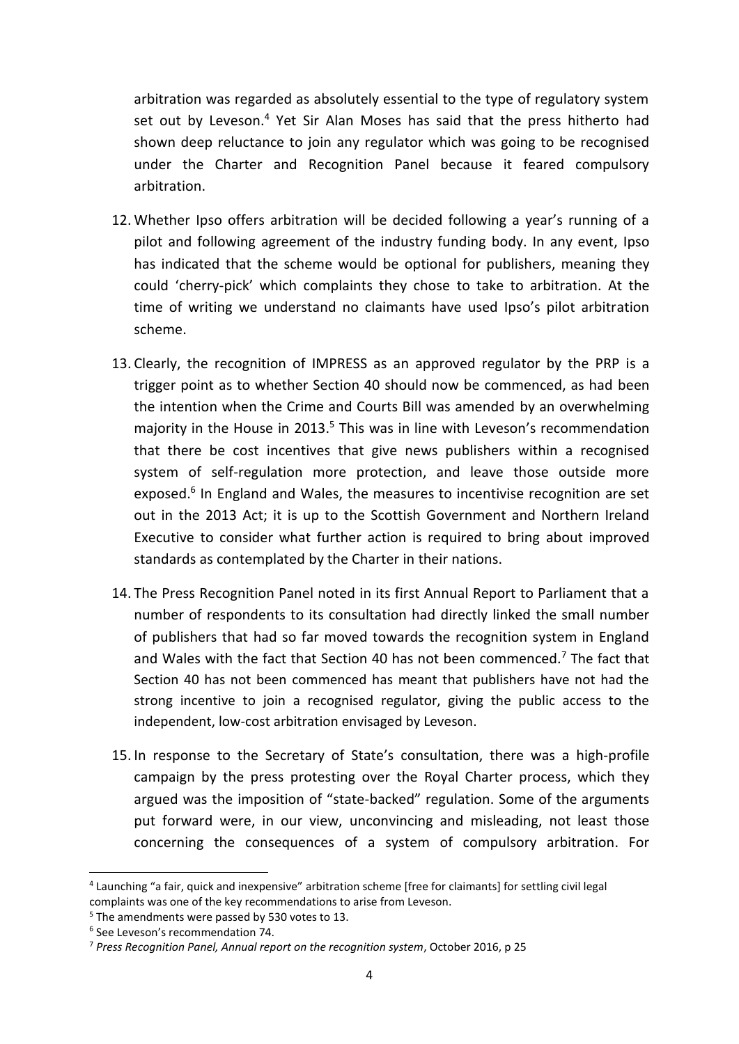arbitration was regarded as absolutely essential to the type of regulatory system set out by Leveson.[4] Yet Sir Alan Moses has said that the press hitherto had shown deep reluctance to join any regulator which was going to be recognised under the Charter and Recognition Panel because it feared compulsory arbitration.

12. Whether Ipso offers arbitration will be decided following a year's running of a pilot and following agreement of the industry funding body. In any event, Ipso has indicated that the scheme would be optional for publishers, meaning they could 'cherry-pick' which complaints they chose to take to arbitration. At the time of writing we understand no claimants have used Ipso's pilot arbitration scheme.

13. Clearly, the recognition of IMPRESS as an approved regulator by the PRP is a trigger point as to whether Section 40 should now be commenced, as had been the intention when the Crime and Courts Bill was amended by an overwhelming majority in the House in 2013.[5] This was in line with Leveson's recommendation that there be cost incentives that give news publishers within a recognised system of self-regulation more protection, and leave those outside more exposed.[6] In England and Wales, the measures to incentivise recognition are set out in the 2013 Act; it is up to the Scottish Government and Northern Ireland Executive to consider what further action is required to bring about improved standards as contemplated by the Charter in their nations.

14. The Press Recognition Panel noted in its first Annual Report to Parliament that a number of respondents to its consultation had directly linked the small number of publishers that had so far moved towards the recognition system in England and Wales with the fact that Section 40 has not been commenced.[7] The fact that Section 40 has not been commenced has meant that publishers have not had the strong incentive to join a recognised regulator, giving the public access to the independent, low-cost arbitration envisaged by Leveson.

15. In response to the Secretary of State's consultation, there was a high-profile campaign by the press protesting over the Royal Charter process, which they argued was the imposition of "state-backed" regulation. Some of the arguments put forward were, in our view, unconvincing and misleading, not least those concerning the consequences of a system of compulsory arbitration. For

---

[4] Launching "a fair, quick and inexpensive" arbitration scheme [free for claimants] for settling civil legal complaints was one of the key recommendations to arise from Leveson.

[5] The amendments were passed by 530 votes to 13.

[6] See Leveson's recommendation 74.

[7] *Press Recognition Panel, Annual report on the recognition system*, October 2016, p 25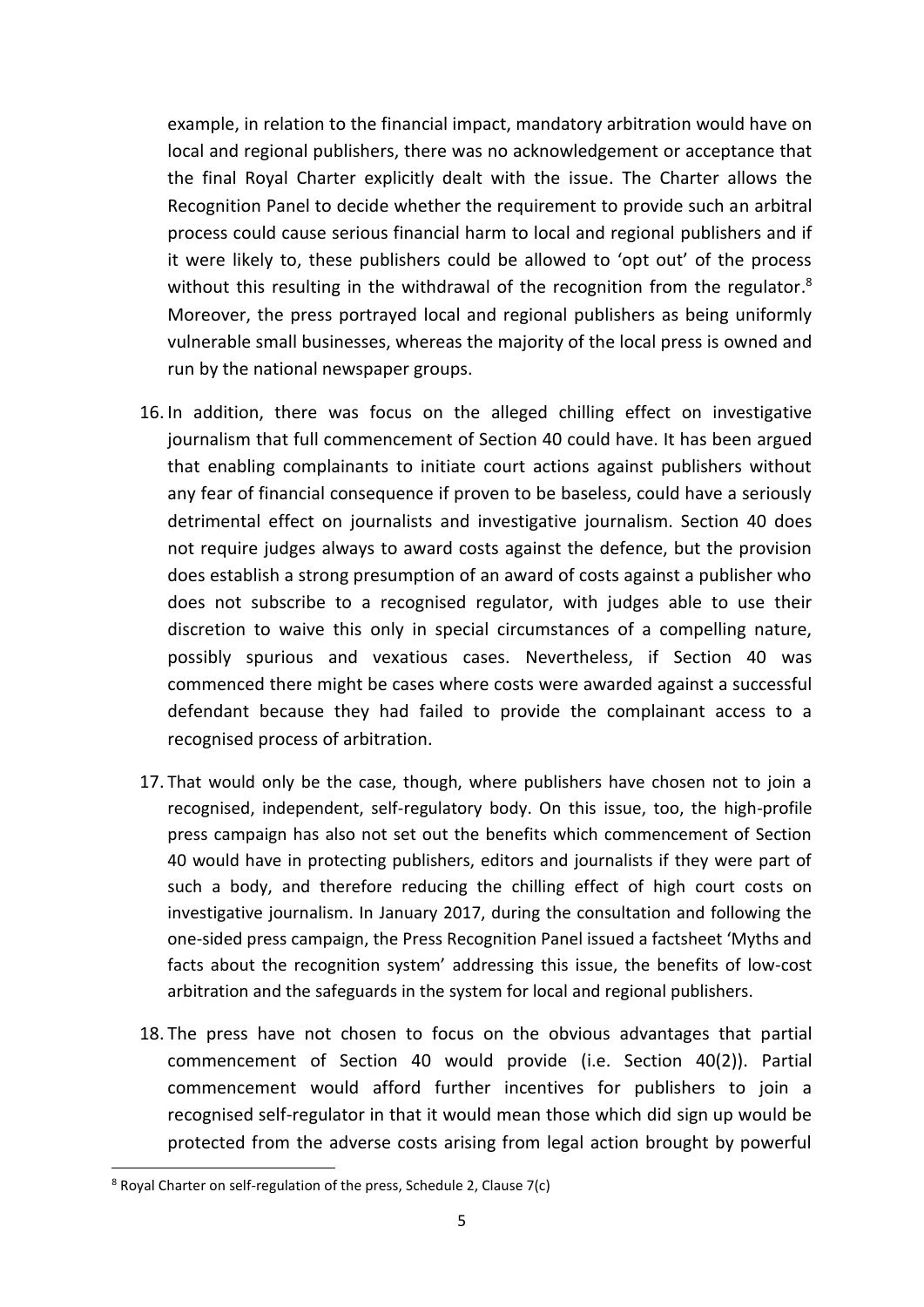example, in relation to the financial impact, mandatory arbitration would have on local and regional publishers, there was no acknowledgement or acceptance that the final Royal Charter explicitly dealt with the issue. The Charter allows the Recognition Panel to decide whether the requirement to provide such an arbitral process could cause serious financial harm to local and regional publishers and if it were likely to, these publishers could be allowed to 'opt out' of the process without this resulting in the withdrawal of the recognition from the regulator.[8] Moreover, the press portrayed local and regional publishers as being uniformly vulnerable small businesses, whereas the majority of the local press is owned and run by the national newspaper groups.

16. In addition, there was focus on the alleged chilling effect on investigative journalism that full commencement of Section 40 could have. It has been argued that enabling complainants to initiate court actions against publishers without any fear of financial consequence if proven to be baseless, could have a seriously detrimental effect on journalists and investigative journalism. Section 40 does not require judges always to award costs against the defence, but the provision does establish a strong presumption of an award of costs against a publisher who does not subscribe to a recognised regulator, with judges able to use their discretion to waive this only in special circumstances of a compelling nature, possibly spurious and vexatious cases. Nevertheless, if Section 40 was commenced there might be cases where costs were awarded against a successful defendant because they had failed to provide the complainant access to a recognised process of arbitration.

17. That would only be the case, though, where publishers have chosen not to join a recognised, independent, self-regulatory body. On this issue, too, the high-profile press campaign has also not set out the benefits which commencement of Section 40 would have in protecting publishers, editors and journalists if they were part of such a body, and therefore reducing the chilling effect of high court costs on investigative journalism. In January 2017, during the consultation and following the one-sided press campaign, the Press Recognition Panel issued a factsheet 'Myths and facts about the recognition system' addressing this issue, the benefits of low-cost arbitration and the safeguards in the system for local and regional publishers.

18. The press have not chosen to focus on the obvious advantages that partial commencement of Section 40 would provide (i.e. Section 40(2)). Partial commencement would afford further incentives for publishers to join a recognised self-regulator in that it would mean those which did sign up would be protected from the adverse costs arising from legal action brought by powerful

---

[8] Royal Charter on self-regulation of the press, Schedule 2, Clause 7(c)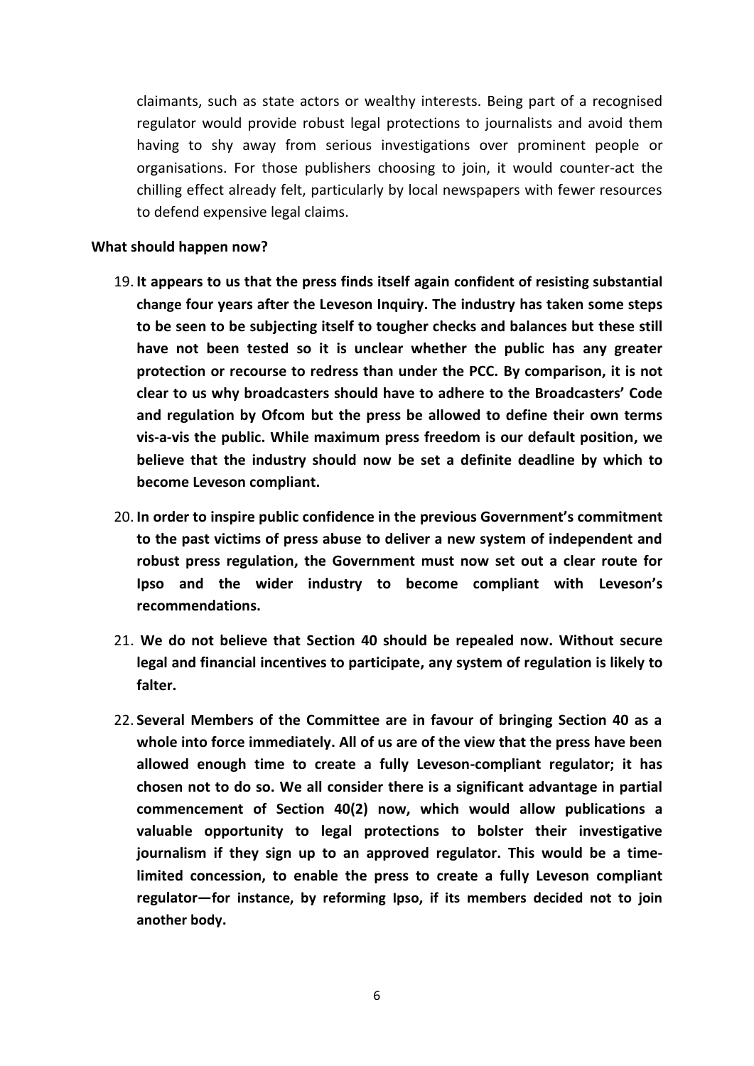claimants, such as state actors or wealthy interests. Being part of a recognised regulator would provide robust legal protections to journalists and avoid them having to shy away from serious investigations over prominent people or organisations. For those publishers choosing to join, it would counter-act the chilling effect already felt, particularly by local newspapers with fewer resources to defend expensive legal claims.

**What should happen now?**

19. **It appears to us that the press finds itself again confident of resisting substantial change four years after the Leveson Inquiry. The industry has taken some steps to be seen to be subjecting itself to tougher checks and balances but these still have not been tested so it is unclear whether the public has any greater protection or recourse to redress than under the PCC. By comparison, it is not clear to us why broadcasters should have to adhere to the Broadcasters' Code and regulation by Ofcom but the press be allowed to define their own terms vis-a-vis the public. While maximum press freedom is our default position, we believe that the industry should now be set a definite deadline by which to become Leveson compliant.**

20. **In order to inspire public confidence in the previous Government's commitment to the past victims of press abuse to deliver a new system of independent and robust press regulation, the Government must now set out a clear route for Ipso and the wider industry to become compliant with Leveson's recommendations.**

21. **We do not believe that Section 40 should be repealed now. Without secure legal and financial incentives to participate, any system of regulation is likely to falter.**

22. **Several Members of the Committee are in favour of bringing Section 40 as a whole into force immediately. All of us are of the view that the press have been allowed enough time to create a fully Leveson-compliant regulator; it has chosen not to do so. We all consider there is a significant advantage in partial commencement of Section 40(2) now, which would allow publications a valuable opportunity to legal protections to bolster their investigative journalism if they sign up to an approved regulator. This would be a time-limited concession, to enable the press to create a fully Leveson compliant regulator—for instance, by reforming Ipso, if its members decided not to join another body.**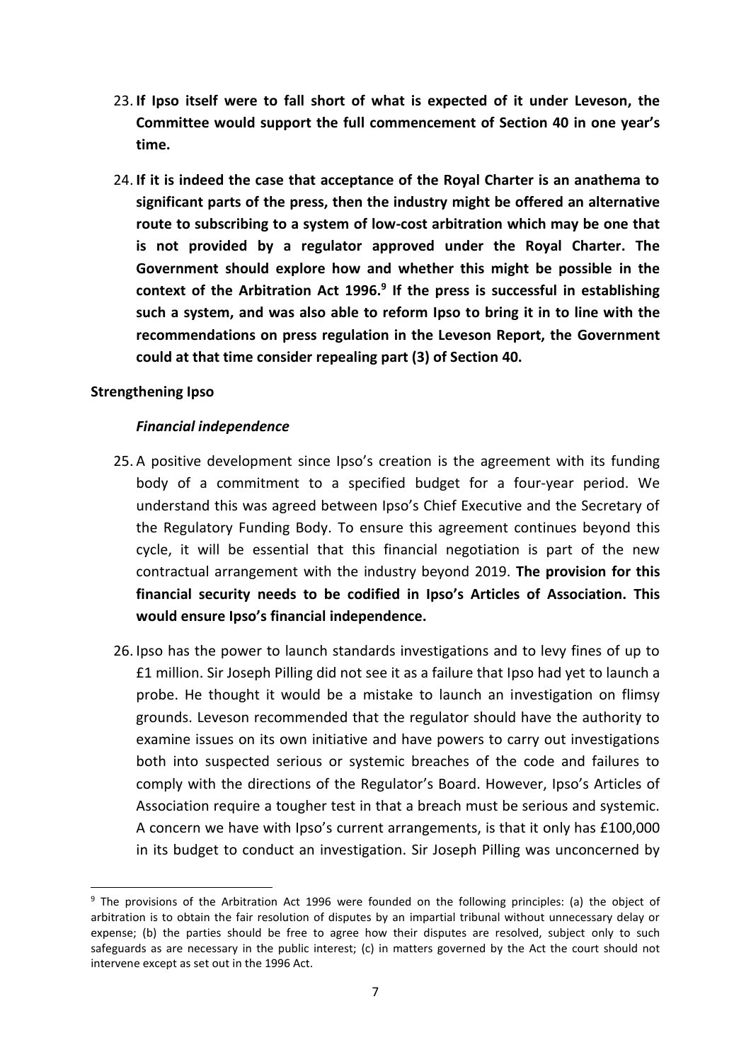23. **If Ipso itself were to fall short of what is expected of it under Leveson, the Committee would support the full commencement of Section 40 in one year's time.**

24. **If it is indeed the case that acceptance of the Royal Charter is an anathema to significant parts of the press, then the industry might be offered an alternative route to subscribing to a system of low-cost arbitration which may be one that is not provided by a regulator approved under the Royal Charter. The Government should explore how and whether this might be possible in the context of the Arbitration Act 1996.[9] If the press is successful in establishing such a system, and was also able to reform Ipso to bring it in to line with the recommendations on press regulation in the Leveson Report, the Government could at that time consider repealing part (3) of Section 40.**

**Strengthening Ipso**

***Financial independence***

25. A positive development since Ipso's creation is the agreement with its funding body of a commitment to a specified budget for a four-year period. We understand this was agreed between Ipso's Chief Executive and the Secretary of the Regulatory Funding Body. To ensure this agreement continues beyond this cycle, it will be essential that this financial negotiation is part of the new contractual arrangement with the industry beyond 2019. **The provision for this financial security needs to be codified in Ipso's Articles of Association. This would ensure Ipso's financial independence.**

26. Ipso has the power to launch standards investigations and to levy fines of up to £1 million. Sir Joseph Pilling did not see it as a failure that Ipso had yet to launch a probe. He thought it would be a mistake to launch an investigation on flimsy grounds. Leveson recommended that the regulator should have the authority to examine issues on its own initiative and have powers to carry out investigations both into suspected serious or systemic breaches of the code and failures to comply with the directions of the Regulator's Board. However, Ipso's Articles of Association require a tougher test in that a breach must be serious and systemic. A concern we have with Ipso's current arrangements, is that it only has £100,000 in its budget to conduct an investigation. Sir Joseph Pilling was unconcerned by

[9] The provisions of the Arbitration Act 1996 were founded on the following principles: (a) the object of arbitration is to obtain the fair resolution of disputes by an impartial tribunal without unnecessary delay or expense; (b) the parties should be free to agree how their disputes are resolved, subject only to such safeguards as are necessary in the public interest; (c) in matters governed by the Act the court should not intervene except as set out in the 1996 Act.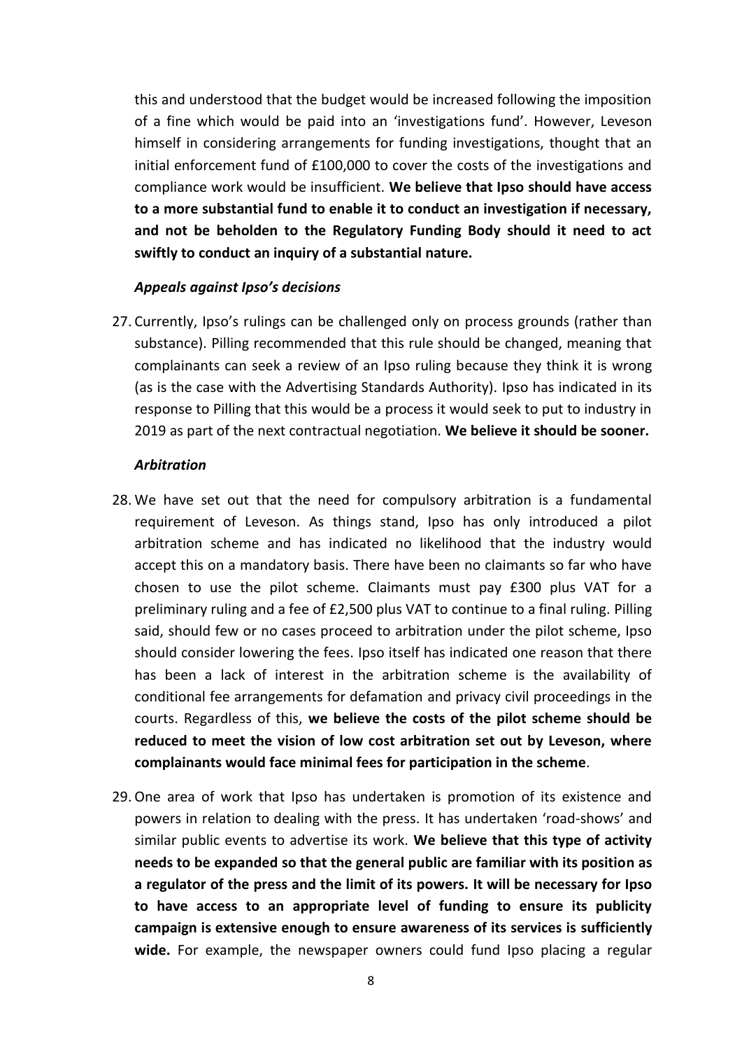this and understood that the budget would be increased following the imposition of a fine which would be paid into an 'investigations fund'. However, Leveson himself in considering arrangements for funding investigations, thought that an initial enforcement fund of £100,000 to cover the costs of the investigations and compliance work would be insufficient. **We believe that Ipso should have access to a more substantial fund to enable it to conduct an investigation if necessary, and not be beholden to the Regulatory Funding Body should it need to act swiftly to conduct an inquiry of a substantial nature.**

***Appeals against Ipso's decisions***

27. Currently, Ipso's rulings can be challenged only on process grounds (rather than substance). Pilling recommended that this rule should be changed, meaning that complainants can seek a review of an Ipso ruling because they think it is wrong (as is the case with the Advertising Standards Authority). Ipso has indicated in its response to Pilling that this would be a process it would seek to put to industry in 2019 as part of the next contractual negotiation. **We believe it should be sooner.**

***Arbitration***

28. We have set out that the need for compulsory arbitration is a fundamental requirement of Leveson. As things stand, Ipso has only introduced a pilot arbitration scheme and has indicated no likelihood that the industry would accept this on a mandatory basis. There have been no claimants so far who have chosen to use the pilot scheme. Claimants must pay £300 plus VAT for a preliminary ruling and a fee of £2,500 plus VAT to continue to a final ruling. Pilling said, should few or no cases proceed to arbitration under the pilot scheme, Ipso should consider lowering the fees. Ipso itself has indicated one reason that there has been a lack of interest in the arbitration scheme is the availability of conditional fee arrangements for defamation and privacy civil proceedings in the courts. Regardless of this, **we believe the costs of the pilot scheme should be reduced to meet the vision of low cost arbitration set out by Leveson, where complainants would face minimal fees for participation in the scheme**.

29. One area of work that Ipso has undertaken is promotion of its existence and powers in relation to dealing with the press. It has undertaken 'road-shows' and similar public events to advertise its work. **We believe that this type of activity needs to be expanded so that the general public are familiar with its position as a regulator of the press and the limit of its powers. It will be necessary for Ipso to have access to an appropriate level of funding to ensure its publicity campaign is extensive enough to ensure awareness of its services is sufficiently wide.** For example, the newspaper owners could fund Ipso placing a regular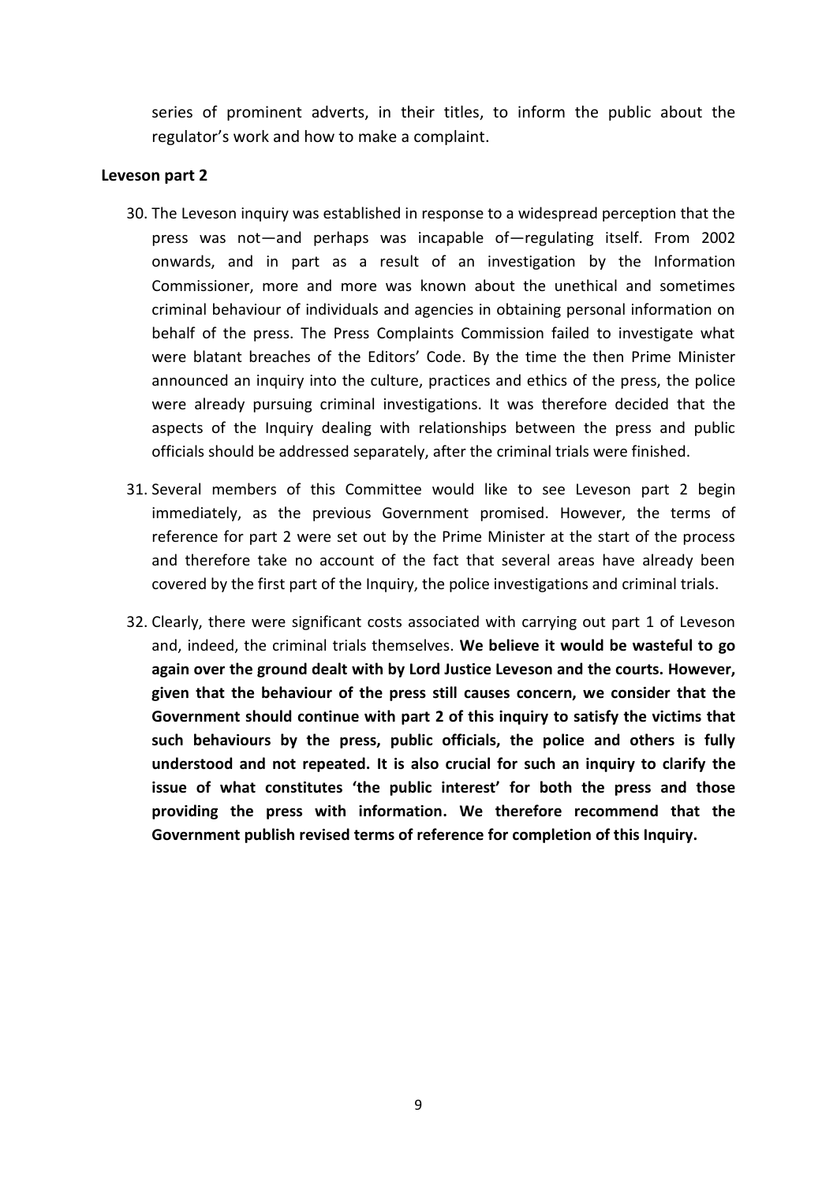series of prominent adverts, in their titles, to inform the public about the regulator's work and how to make a complaint.

**Leveson part 2**

30. The Leveson inquiry was established in response to a widespread perception that the press was not—and perhaps was incapable of—regulating itself. From 2002 onwards, and in part as a result of an investigation by the Information Commissioner, more and more was known about the unethical and sometimes criminal behaviour of individuals and agencies in obtaining personal information on behalf of the press. The Press Complaints Commission failed to investigate what were blatant breaches of the Editors' Code. By the time the then Prime Minister announced an inquiry into the culture, practices and ethics of the press, the police were already pursuing criminal investigations. It was therefore decided that the aspects of the Inquiry dealing with relationships between the press and public officials should be addressed separately, after the criminal trials were finished.

31. Several members of this Committee would like to see Leveson part 2 begin immediately, as the previous Government promised. However, the terms of reference for part 2 were set out by the Prime Minister at the start of the process and therefore take no account of the fact that several areas have already been covered by the first part of the Inquiry, the police investigations and criminal trials.

32. Clearly, there were significant costs associated with carrying out part 1 of Leveson and, indeed, the criminal trials themselves. **We believe it would be wasteful to go again over the ground dealt with by Lord Justice Leveson and the courts. However, given that the behaviour of the press still causes concern, we consider that the Government should continue with part 2 of this inquiry to satisfy the victims that such behaviours by the press, public officials, the police and others is fully understood and not repeated. It is also crucial for such an inquiry to clarify the issue of what constitutes 'the public interest' for both the press and those providing the press with information. We therefore recommend that the Government publish revised terms of reference for completion of this Inquiry.**